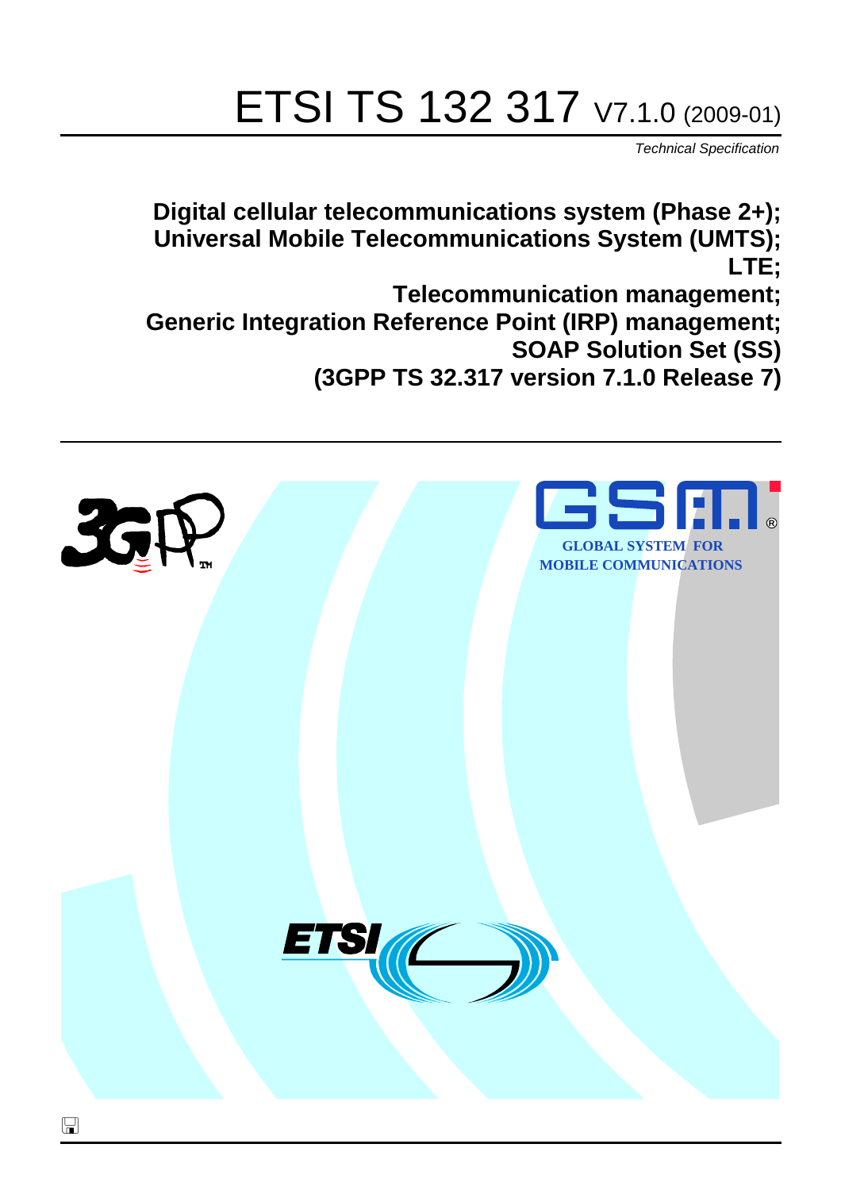# ETSI TS 132 317 V7.1.0 (2009-01)

*Technical Specification*

**Digital cellular telecommunications system (Phase 2+);**
**Universal Mobile Telecommunications System (UMTS);**
**LTE;**
**Telecommunication management;**
**Generic Integration Reference Point (IRP) management;**
**SOAP Solution Set (SS)**
**(3GPP TS 32.317 version 7.1.0 Release 7)**

GLOBAL SYSTEM FOR MOBILE COMMUNICATIONS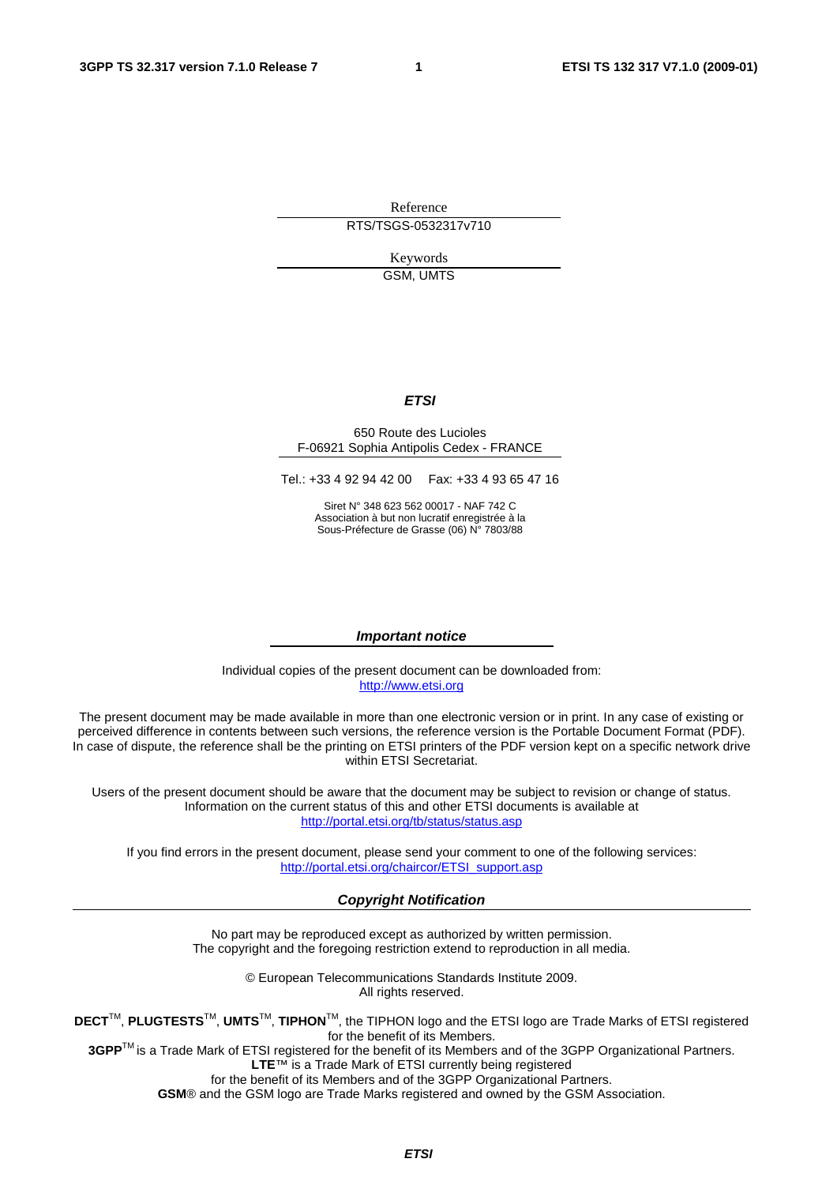Reference

RTS/TSGS-0532317v710

Keywords

GSM, UMTS

***ETSI***

650 Route des Lucioles
F-06921 Sophia Antipolis Cedex - FRANCE

Tel.: +33 4 92 94 42 00 Fax: +33 4 93 65 47 16

Siret N° 348 623 562 00017 - NAF 742 C
Association à but non lucratif enregistrée à la
Sous-Préfecture de Grasse (06) N° 7803/88

***Important notice***

Individual copies of the present document can be downloaded from:
http://www.etsi.org

The present document may be made available in more than one electronic version or in print. In any case of existing or perceived difference in contents between such versions, the reference version is the Portable Document Format (PDF). In case of dispute, the reference shall be the printing on ETSI printers of the PDF version kept on a specific network drive within ETSI Secretariat.

Users of the present document should be aware that the document may be subject to revision or change of status. Information on the current status of this and other ETSI documents is available at
http://portal.etsi.org/tb/status/status.asp

If you find errors in the present document, please send your comment to one of the following services:
http://portal.etsi.org/chaircor/ETSI_support.asp

***Copyright Notification***

No part may be reproduced except as authorized by written permission.
The copyright and the foregoing restriction extend to reproduction in all media.

© European Telecommunications Standards Institute 2009.
All rights reserved.

**DECT**™, **PLUGTESTS**™, **UMTS**™, **TIPHON**™, the TIPHON logo and the ETSI logo are Trade Marks of ETSI registered for the benefit of its Members.
**3GPP**™ is a Trade Mark of ETSI registered for the benefit of its Members and of the 3GPP Organizational Partners.
**LTE**™ is a Trade Mark of ETSI currently being registered
for the benefit of its Members and of the 3GPP Organizational Partners.
**GSM**® and the GSM logo are Trade Marks registered and owned by the GSM Association.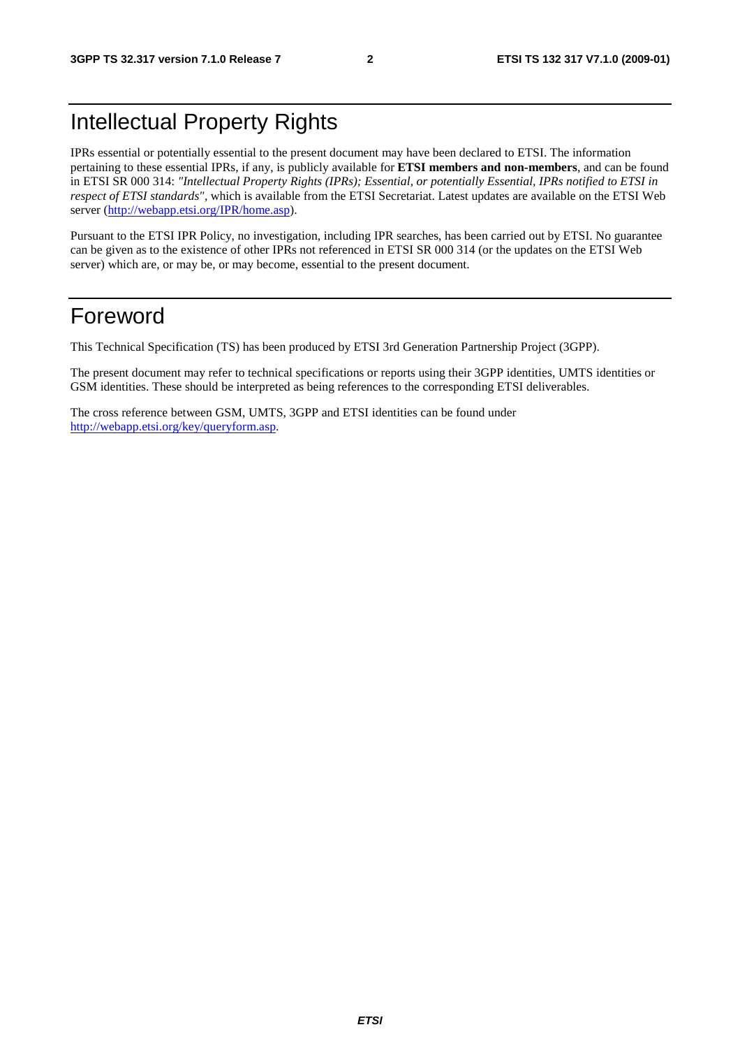# Intellectual Property Rights

IPRs essential or potentially essential to the present document may have been declared to ETSI. The information pertaining to these essential IPRs, if any, is publicly available for **ETSI members and non-members**, and can be found in ETSI SR 000 314: *"Intellectual Property Rights (IPRs); Essential, or potentially Essential, IPRs notified to ETSI in respect of ETSI standards"*, which is available from the ETSI Secretariat. Latest updates are available on the ETSI Web server (http://webapp.etsi.org/IPR/home.asp).

Pursuant to the ETSI IPR Policy, no investigation, including IPR searches, has been carried out by ETSI. No guarantee can be given as to the existence of other IPRs not referenced in ETSI SR 000 314 (or the updates on the ETSI Web server) which are, or may be, or may become, essential to the present document.

# Foreword

This Technical Specification (TS) has been produced by ETSI 3rd Generation Partnership Project (3GPP).

The present document may refer to technical specifications or reports using their 3GPP identities, UMTS identities or GSM identities. These should be interpreted as being references to the corresponding ETSI deliverables.

The cross reference between GSM, UMTS, 3GPP and ETSI identities can be found under http://webapp.etsi.org/key/queryform.asp.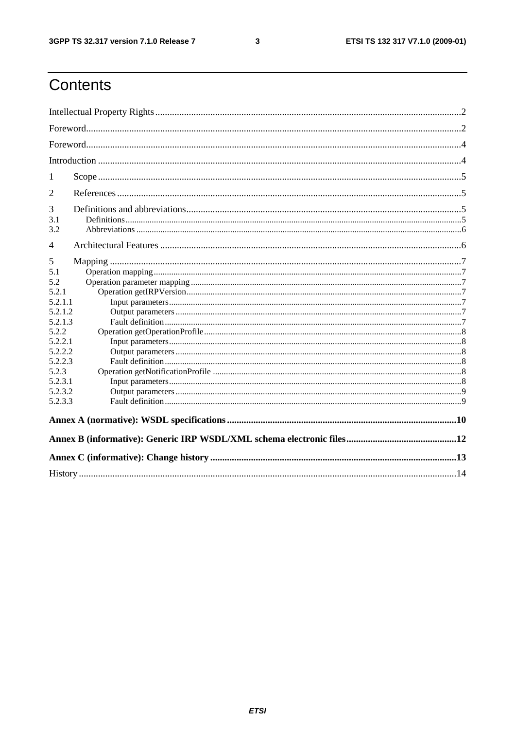# Contents

Intellectual Property Rights ....2

Foreword....2

Foreword....4

Introduction ....4

1 Scope ....5

2 References ....5

3 Definitions and abbreviations....5

3.1 Definitions....5

3.2 Abbreviations ....6

4 Architectural Features ....6

5 Mapping ....7

5.1 Operation mapping....7

5.2 Operation parameter mapping ....7

5.2.1 Operation getIRPVersion....7

5.2.1.1 Input parameters....7

5.2.1.2 Output parameters ....7

5.2.1.3 Fault definition....7

5.2.2 Operation getOperationProfile....8

5.2.2.1 Input parameters....8

5.2.2.2 Output parameters ....8

5.2.2.3 Fault definition....8

5.2.3 Operation getNotificationProfile ....8

5.2.3.1 Input parameters....8

5.2.3.2 Output parameters ....9

5.2.3.3 Fault definition....9

**Annex A (normative): WSDL specifications....10**

**Annex B (informative): Generic IRP WSDL/XML schema electronic files....12**

**Annex C (informative): Change history ....13**

History ....14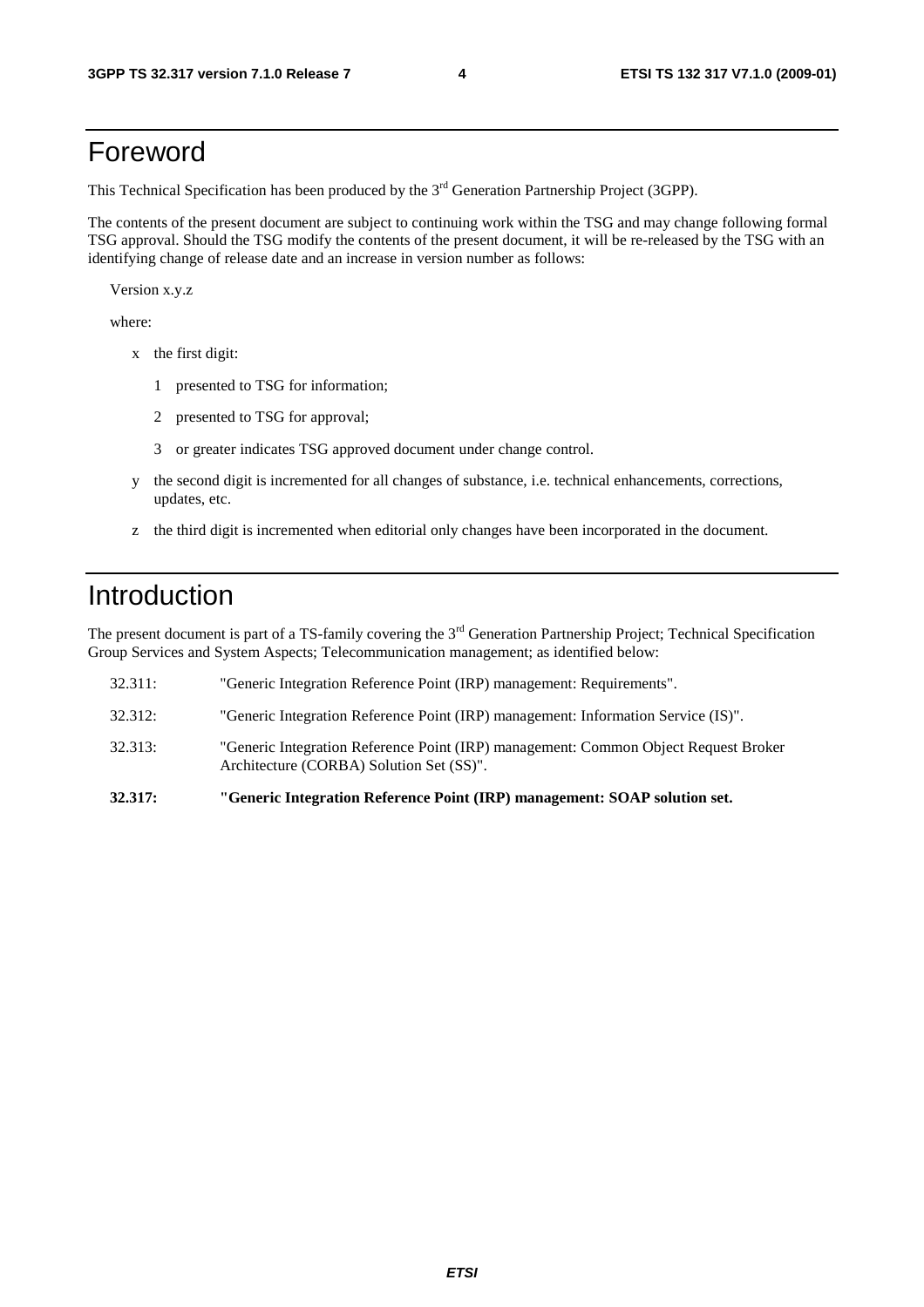# Foreword

This Technical Specification has been produced by the 3rd Generation Partnership Project (3GPP).

The contents of the present document are subject to continuing work within the TSG and may change following formal TSG approval. Should the TSG modify the contents of the present document, it will be re-released by the TSG with an identifying change of release date and an increase in version number as follows:

Version x.y.z

where:

- x the first digit:
  - 1 presented to TSG for information;
  - 2 presented to TSG for approval;
  - 3 or greater indicates TSG approved document under change control.
- y the second digit is incremented for all changes of substance, i.e. technical enhancements, corrections, updates, etc.
- z the third digit is incremented when editorial only changes have been incorporated in the document.

# Introduction

The present document is part of a TS-family covering the 3rd Generation Partnership Project; Technical Specification Group Services and System Aspects; Telecommunication management; as identified below:

32.311: "Generic Integration Reference Point (IRP) management: Requirements".

32.312: "Generic Integration Reference Point (IRP) management: Information Service (IS)".

32.313: "Generic Integration Reference Point (IRP) management: Common Object Request Broker Architecture (CORBA) Solution Set (SS)".

**32.317: "Generic Integration Reference Point (IRP) management: SOAP solution set.**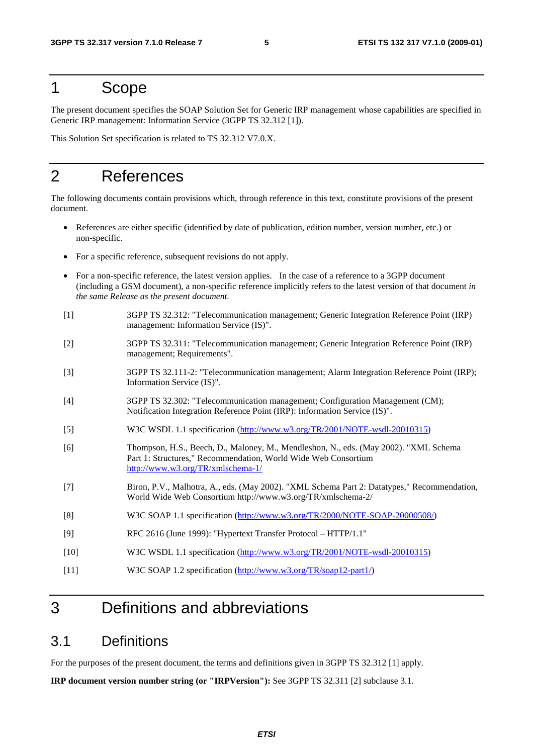# 1 Scope

The present document specifies the SOAP Solution Set for Generic IRP management whose capabilities are specified in Generic IRP management: Information Service (3GPP TS 32.312 [1]).

This Solution Set specification is related to TS 32.312 V7.0.X.

# 2 References

The following documents contain provisions which, through reference in this text, constitute provisions of the present document.

- References are either specific (identified by date of publication, edition number, version number, etc.) or non-specific.
- For a specific reference, subsequent revisions do not apply.
- For a non-specific reference, the latest version applies. In the case of a reference to a 3GPP document (including a GSM document), a non-specific reference implicitly refers to the latest version of that document *in the same Release as the present document.*

[1] 3GPP TS 32.312: "Telecommunication management; Generic Integration Reference Point (IRP) management: Information Service (IS)".

[2] 3GPP TS 32.311: "Telecommunication management; Generic Integration Reference Point (IRP) management; Requirements".

[3] 3GPP TS 32.111-2: "Telecommunication management; Alarm Integration Reference Point (IRP); Information Service (IS)".

[4] 3GPP TS 32.302: "Telecommunication management; Configuration Management (CM); Notification Integration Reference Point (IRP): Information Service (IS)".

[5] W3C WSDL 1.1 specification (http://www.w3.org/TR/2001/NOTE-wsdl-20010315)

[6] Thompson, H.S., Beech, D., Maloney, M., Mendleshon, N., eds. (May 2002). "XML Schema Part 1: Structures," Recommendation, World Wide Web Consortium http://www.w3.org/TR/xmlschema-1/

[7] Biron, P.V., Malhotra, A., eds. (May 2002). "XML Schema Part 2: Datatypes," Recommendation, World Wide Web Consortium http://www.w3.org/TR/xmlschema-2/

[8] W3C SOAP 1.1 specification (http://www.w3.org/TR/2000/NOTE-SOAP-20000508/)

[9] RFC 2616 (June 1999): "Hypertext Transfer Protocol – HTTP/1.1"

[10] W3C WSDL 1.1 specification (http://www.w3.org/TR/2001/NOTE-wsdl-20010315)

[11] W3C SOAP 1.2 specification (http://www.w3.org/TR/soap12-part1/)

# 3 Definitions and abbreviations

## 3.1 Definitions

For the purposes of the present document, the terms and definitions given in 3GPP TS 32.312 [1] apply.

**IRP document version number string (or "IRPVersion"):** See 3GPP TS 32.311 [2] subclause 3.1.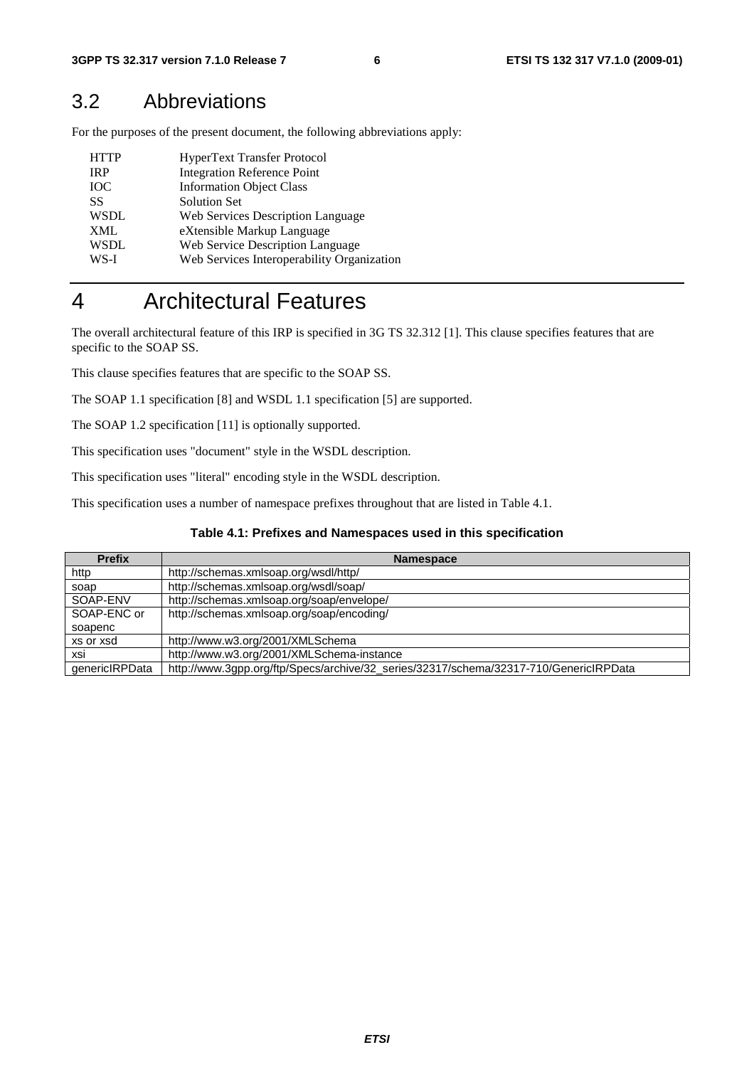## 3.2 Abbreviations

For the purposes of the present document, the following abbreviations apply:

| | |
|---|---|
| HTTP | HyperText Transfer Protocol |
| IRP | Integration Reference Point |
| IOC | Information Object Class |
| SS | Solution Set |
| WSDL | Web Services Description Language |
| XML | eXtensible Markup Language |
| WSDL | Web Service Description Language |
| WS-I | Web Services Interoperability Organization |

# 4 Architectural Features

The overall architectural feature of this IRP is specified in 3G TS 32.312 [1]. This clause specifies features that are specific to the SOAP SS.

This clause specifies features that are specific to the SOAP SS.

The SOAP 1.1 specification [8] and WSDL 1.1 specification [5] are supported.

The SOAP 1.2 specification [11] is optionally supported.

This specification uses "document" style in the WSDL description.

This specification uses "literal" encoding style in the WSDL description.

This specification uses a number of namespace prefixes throughout that are listed in Table 4.1.

**Table 4.1: Prefixes and Namespaces used in this specification**

| Prefix | Namespace |
|---|---|
| http | http://schemas.xmlsoap.org/wsdl/http/ |
| soap | http://schemas.xmlsoap.org/wsdl/soap/ |
| SOAP-ENV | http://schemas.xmlsoap.org/soap/envelope/ |
| SOAP-ENC or soapenc | http://schemas.xmlsoap.org/soap/encoding/ |
| xs or xsd | http://www.w3.org/2001/XMLSchema |
| xsi | http://www.w3.org/2001/XMLSchema-instance |
| genericIRPData | http://www.3gpp.org/ftp/Specs/archive/32_series/32317/schema/32317-710/GenericIRPData |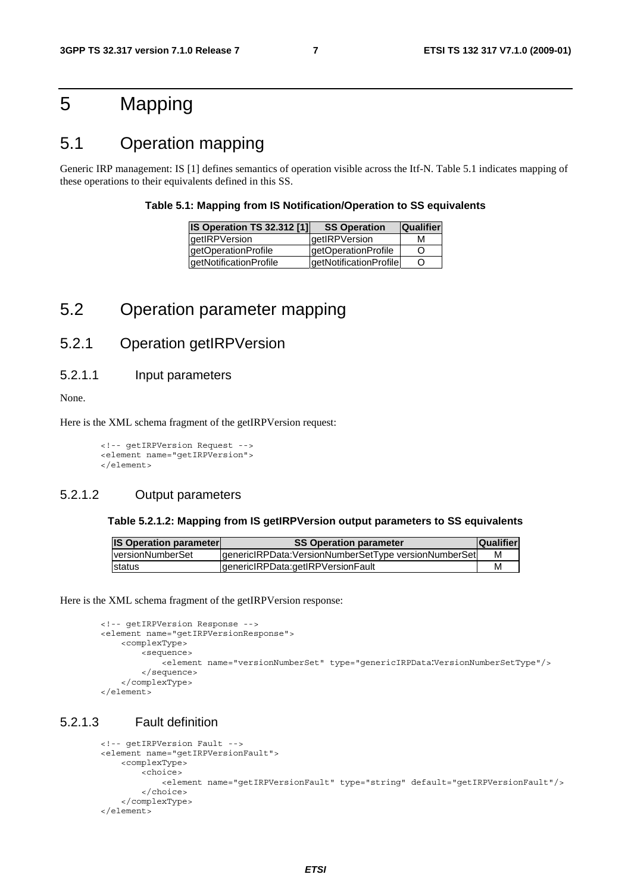# 5 Mapping

## 5.1 Operation mapping

Generic IRP management: IS [1] defines semantics of operation visible across the Itf-N. Table 5.1 indicates mapping of these operations to their equivalents defined in this SS.

**Table 5.1: Mapping from IS Notification/Operation to SS equivalents**

| IS Operation TS 32.312 [1] | SS Operation | Qualifier |
|---|---|---|
| getIRPVersion | getIRPVersion | M |
| getOperationProfile | getOperationProfile | O |
| getNotificationProfile | getNotificationProfile | O |

## 5.2 Operation parameter mapping

### 5.2.1 Operation getIRPVersion

#### 5.2.1.1 Input parameters

None.

Here is the XML schema fragment of the getIRPVersion request:

```
<!-- getIRPVersion Request -->
<element name="getIRPVersion">
</element>
```

#### 5.2.1.2 Output parameters

**Table 5.2.1.2: Mapping from IS getIRPVersion output parameters to SS equivalents**

| IS Operation parameter | SS Operation parameter | Qualifier |
|---|---|---|
| versionNumberSet | genericIRPData:VersionNumberSetType versionNumberSet | M |
| status | genericIRPData:getIRPVersionFault | M |

Here is the XML schema fragment of the getIRPVersion response:

```
<!-- getIRPVersion Response -->
<element name="getIRPVersionResponse">
    <complexType>
        <sequence>
            <element name="versionNumberSet" type="genericIRPData:VersionNumberSetType"/>
        </sequence>
    </complexType>
</element>
```

#### 5.2.1.3 Fault definition

```
<!-- getIRPVersion Fault -->
<element name="getIRPVersionFault">
    <complexType>
        <choice>
            <element name="getIRPVersionFault" type="string" default="getIRPVersionFault"/>
        </choice>
    </complexType>
</element>
```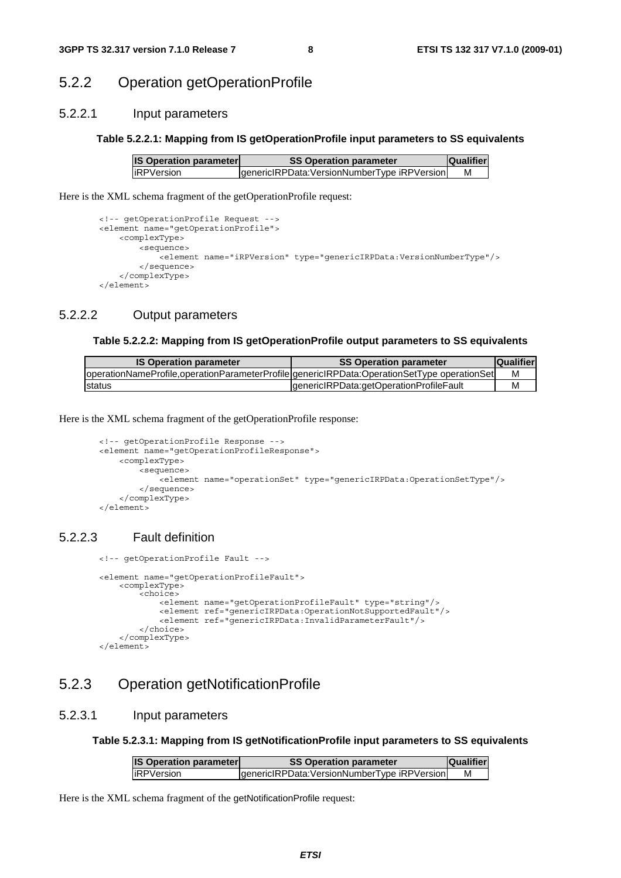## 5.2.2 Operation getOperationProfile

### 5.2.2.1 Input parameters

**Table 5.2.2.1: Mapping from IS getOperationProfile input parameters to SS equivalents**

| IS Operation parameter | SS Operation parameter | Qualifier |
|---|---|---|
| iRPVersion | genericIRPData:VersionNumberType iRPVersion | M |

Here is the XML schema fragment of the getOperationProfile request:

```
<!-- getOperationProfile Request -->
<element name="getOperationProfile">
    <complexType>
        <sequence>
            <element name="iRPVersion" type="genericIRPData:VersionNumberType"/>
        </sequence>
    </complexType>
</element>
```

### 5.2.2.2 Output parameters

**Table 5.2.2.2: Mapping from IS getOperationProfile output parameters to SS equivalents**

| IS Operation parameter | SS Operation parameter | Qualifier |
|---|---|---|
| operationNameProfile,operationParameterProfile | genericIRPData:OperationSetType operationSet | M |
| status | genericIRPData:getOperationProfileFault | M |

Here is the XML schema fragment of the getOperationProfile response:

```
<!-- getOperationProfile Response -->
<element name="getOperationProfileResponse">
    <complexType>
        <sequence>
            <element name="operationSet" type="genericIRPData:OperationSetType"/>
        </sequence>
    </complexType>
</element>
```

### 5.2.2.3 Fault definition

```
<!-- getOperationProfile Fault -->

<element name="getOperationProfileFault">
    <complexType>
        <choice>
            <element name="getOperationProfileFault" type="string"/>
            <element ref="genericIRPData:OperationNotSupportedFault"/>
            <element ref="genericIRPData:InvalidParameterFault"/>
        </choice>
    </complexType>
</element>
```

## 5.2.3 Operation getNotificationProfile

### 5.2.3.1 Input parameters

**Table 5.2.3.1: Mapping from IS getNotificationProfile input parameters to SS equivalents**

| IS Operation parameter | SS Operation parameter | Qualifier |
|---|---|---|
| iRPVersion | genericIRPData:VersionNumberType iRPVersion | M |

Here is the XML schema fragment of the getNotificationProfile request: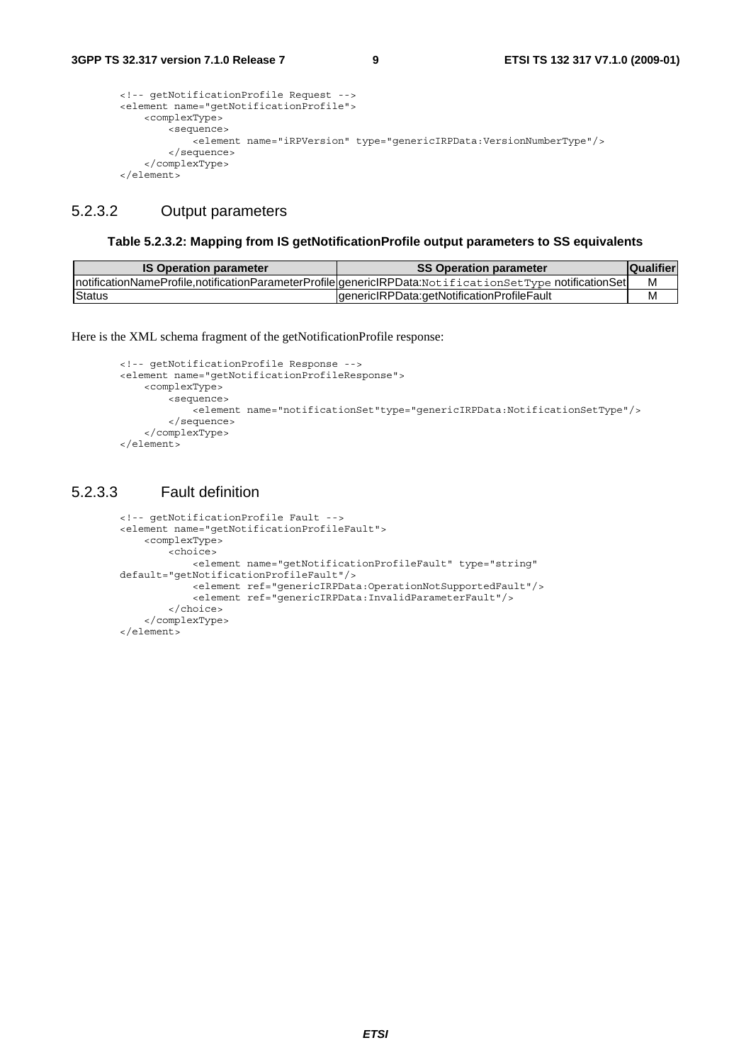```
<!-- getNotificationProfile Request -->
<element name="getNotificationProfile">
    <complexType>
        <sequence>
            <element name="iRPVersion" type="genericIRPData:VersionNumberType"/>
        </sequence>
    </complexType>
</element>
```

### 5.2.3.2 Output parameters

**Table 5.2.3.2: Mapping from IS getNotificationProfile output parameters to SS equivalents**

| IS Operation parameter | SS Operation parameter | Qualifier |
|---|---|---|
| notificationNameProfile,notificationParameterProfile | genericIRPData:NotificationSetType notificationSet | M |
| Status | genericIRPData:getNotificationProfileFault | M |

Here is the XML schema fragment of the getNotificationProfile response:

```
<!-- getNotificationProfile Response -->
<element name="getNotificationProfileResponse">
    <complexType>
        <sequence>
            <element name="notificationSet"type="genericIRPData:NotificationSetType"/>
        </sequence>
    </complexType>
</element>
```

### 5.2.3.3 Fault definition

```
<!-- getNotificationProfile Fault -->
<element name="getNotificationProfileFault">
    <complexType>
        <choice>
            <element name="getNotificationProfileFault" type="string"
default="getNotificationProfileFault"/>
            <element ref="genericIRPData:OperationNotSupportedFault"/>
            <element ref="genericIRPData:InvalidParameterFault"/>
        </choice>
    </complexType>
</element>
```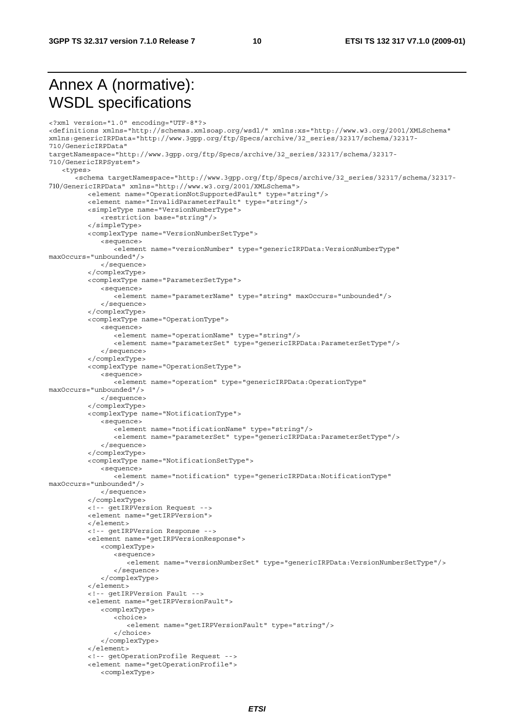# Annex A (normative): WSDL specifications

```
<?xml version="1.0" encoding="UTF-8"?>
<definitions xmlns="http://schemas.xmlsoap.org/wsdl/" xmlns:xs="http://www.w3.org/2001/XMLSchema"
xmlns:genericIRPData="http://www.3gpp.org/ftp/Specs/archive/32_series/32317/schema/32317-
710/GenericIRPData"
targetNamespace="http://www.3gpp.org/ftp/Specs/archive/32_series/32317/schema/32317-
710/GenericIRPSystem">
   <types>
      <schema targetNamespace="http://www.3gpp.org/ftp/Specs/archive/32_series/32317/schema/32317-
710/GenericIRPData" xmlns="http://www.w3.org/2001/XMLSchema">
         <element name="OperationNotSupportedFault" type="string"/>
         <element name="InvalidParameterFault" type="string"/>
         <simpleType name="VersionNumberType">
            <restriction base="string"/>
         </simpleType>
         <complexType name="VersionNumberSetType">
            <sequence>
               <element name="versionNumber" type="genericIRPData:VersionNumberType"
maxOccurs="unbounded"/>
            </sequence>
         </complexType>
         <complexType name="ParameterSetType">
            <sequence>
               <element name="parameterName" type="string" maxOccurs="unbounded"/>
            </sequence>
         </complexType>
         <complexType name="OperationType">
            <sequence>
               <element name="operationName" type="string"/>
               <element name="parameterSet" type="genericIRPData:ParameterSetType"/>
            </sequence>
         </complexType>
         <complexType name="OperationSetType">
            <sequence>
               <element name="operation" type="genericIRPData:OperationType"
maxOccurs="unbounded"/>
            </sequence>
         </complexType>
         <complexType name="NotificationType">
            <sequence>
               <element name="notificationName" type="string"/>
               <element name="parameterSet" type="genericIRPData:ParameterSetType"/>
            </sequence>
         </complexType>
         <complexType name="NotificationSetType">
            <sequence>
               <element name="notification" type="genericIRPData:NotificationType"
maxOccurs="unbounded"/>
            </sequence>
         </complexType>
         <!-- getIRPVersion Request -->
         <element name="getIRPVersion">
         </element>
         <!-- getIRPVersion Response -->
         <element name="getIRPVersionResponse">
            <complexType>
               <sequence>
                  <element name="versionNumberSet" type="genericIRPData:VersionNumberSetType"/>
               </sequence>
            </complexType>
         </element>
         <!-- getIRPVersion Fault -->
         <element name="getIRPVersionFault">
            <complexType>
               <choice>
                  <element name="getIRPVersionFault" type="string"/>
               </choice>
            </complexType>
         </element>
         <!-- getOperationProfile Request -->
         <element name="getOperationProfile">
            <complexType>
```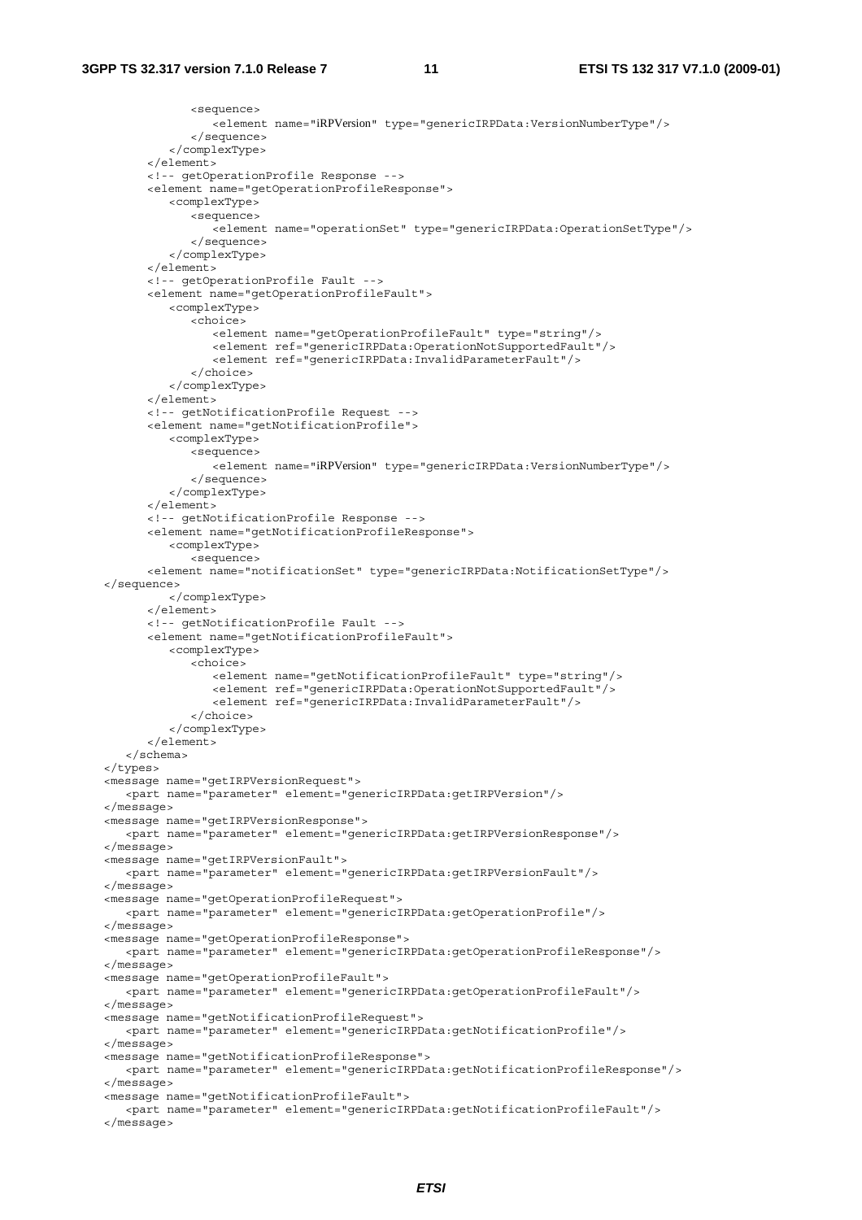```
            <sequence>
               <element name="iRPVersion" type="genericIRPData:VersionNumberType"/>
            </sequence>
         </complexType>
      </element>
      <!-- getOperationProfile Response -->
      <element name="getOperationProfileResponse">
         <complexType>
            <sequence>
               <element name="operationSet" type="genericIRPData:OperationSetType"/>
            </sequence>
         </complexType>
      </element>
      <!-- getOperationProfile Fault -->
      <element name="getOperationProfileFault">
         <complexType>
            <choice>
               <element name="getOperationProfileFault" type="string"/>
               <element ref="genericIRPData:OperationNotSupportedFault"/>
               <element ref="genericIRPData:InvalidParameterFault"/>
            </choice>
         </complexType>
      </element>
      <!-- getNotificationProfile Request -->
      <element name="getNotificationProfile">
         <complexType>
            <sequence>
               <element name="iRPVersion" type="genericIRPData:VersionNumberType"/>
            </sequence>
         </complexType>
      </element>
      <!-- getNotificationProfile Response -->
      <element name="getNotificationProfileResponse">
         <complexType>
            <sequence>
      <element name="notificationSet" type="genericIRPData:NotificationSetType"/>
</sequence>
         </complexType>
      </element>
      <!-- getNotificationProfile Fault -->
      <element name="getNotificationProfileFault">
         <complexType>
            <choice>
               <element name="getNotificationProfileFault" type="string"/>
               <element ref="genericIRPData:OperationNotSupportedFault"/>
               <element ref="genericIRPData:InvalidParameterFault"/>
            </choice>
         </complexType>
      </element>
   </schema>
</types>
<message name="getIRPVersionRequest">
   <part name="parameter" element="genericIRPData:getIRPVersion"/>
</message>
<message name="getIRPVersionResponse">
   <part name="parameter" element="genericIRPData:getIRPVersionResponse"/>
</message>
<message name="getIRPVersionFault">
   <part name="parameter" element="genericIRPData:getIRPVersionFault"/>
</message>
<message name="getOperationProfileRequest">
   <part name="parameter" element="genericIRPData:getOperationProfile"/>
</message>
<message name="getOperationProfileResponse">
   <part name="parameter" element="genericIRPData:getOperationProfileResponse"/>
</message>
<message name="getOperationProfileFault">
   <part name="parameter" element="genericIRPData:getOperationProfileFault"/>
</message>
<message name="getNotificationProfileRequest">
   <part name="parameter" element="genericIRPData:getNotificationProfile"/>
</message>
<message name="getNotificationProfileResponse">
   <part name="parameter" element="genericIRPData:getNotificationProfileResponse"/>
</message>
<message name="getNotificationProfileFault">
   <part name="parameter" element="genericIRPData:getNotificationProfileFault"/>
</message>
```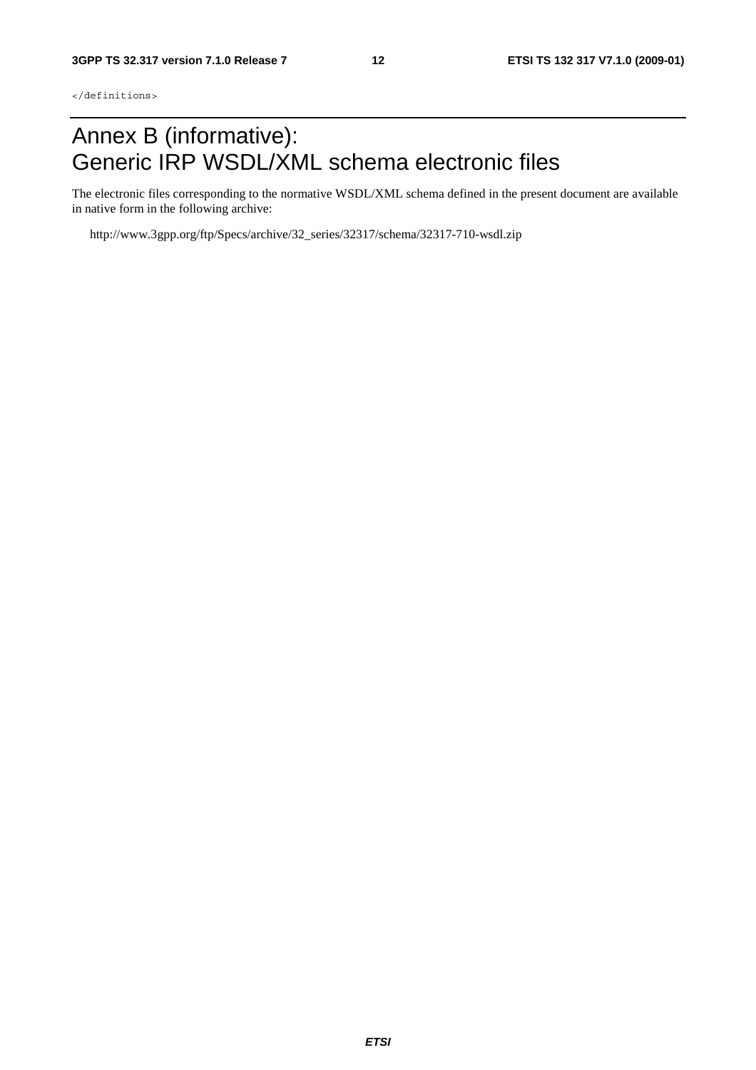```
</definitions>
```

# Annex B (informative): Generic IRP WSDL/XML schema electronic files

The electronic files corresponding to the normative WSDL/XML schema defined in the present document are available in native form in the following archive:

http://www.3gpp.org/ftp/Specs/archive/32_series/32317/schema/32317-710-wsdl.zip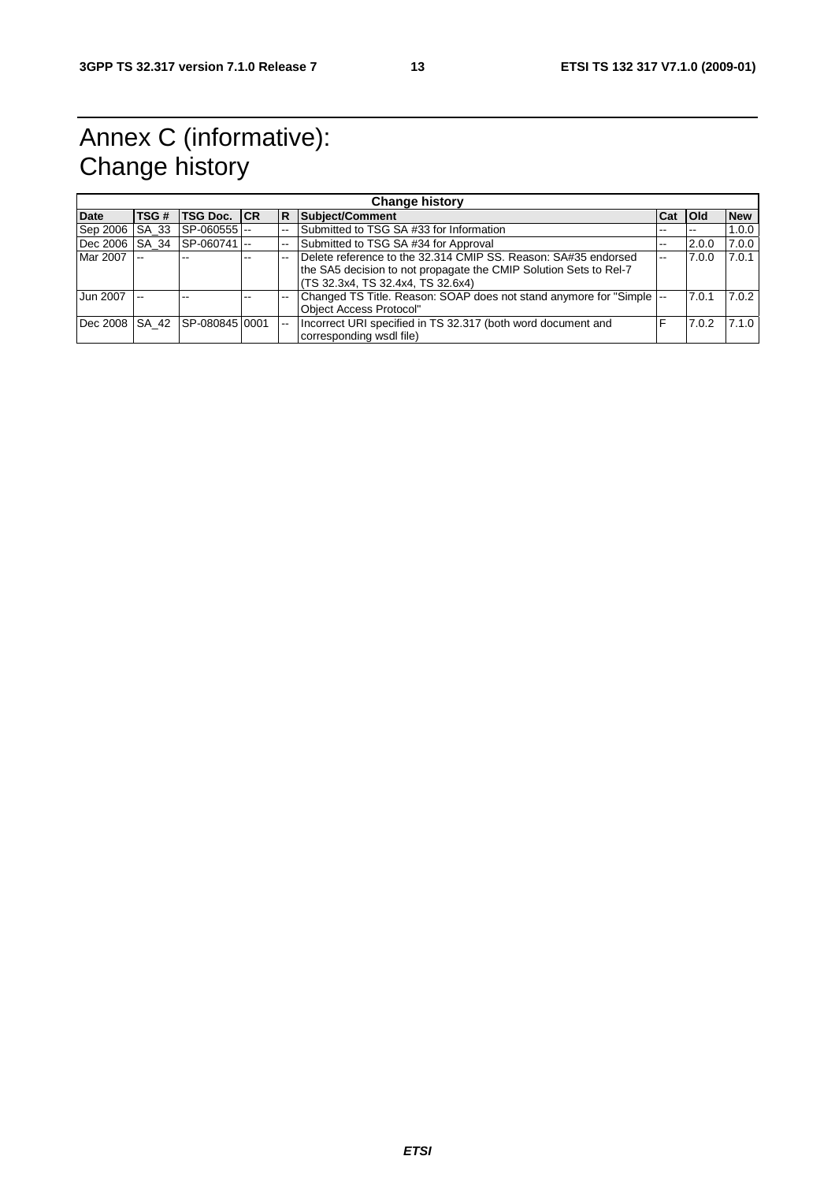# Annex C (informative): Change history

| Change history | | | | | | | | |
|---|---|---|---|---|---|---|---|---|
| **Date** | **TSG #** | **TSG Doc.** | **CR** | **R** | **Subject/Comment** | **Cat** | **Old** | **New** |
| Sep 2006 | SA_33 | SP-060555 | -- | -- | Submitted to TSG SA #33 for Information | -- | -- | 1.0.0 |
| Dec 2006 | SA_34 | SP-060741 | -- | -- | Submitted to TSG SA #34 for Approval | -- | 2.0.0 | 7.0.0 |
| Mar 2007 | -- | -- | -- | -- | Delete reference to the 32.314 CMIP SS. Reason: SA#35 endorsed the SA5 decision to not propagate the CMIP Solution Sets to Rel-7 (TS 32.3x4, TS 32.4x4, TS 32.6x4) | -- | 7.0.0 | 7.0.1 |
| Jun 2007 | -- | -- | -- | -- | Changed TS Title. Reason: SOAP does not stand anymore for "Simple Object Access Protocol" | -- | 7.0.1 | 7.0.2 |
| Dec 2008 | SA_42 | SP-080845 | 0001 | -- | Incorrect URI specified in TS 32.317 (both word document and corresponding wsdl file) | F | 7.0.2 | 7.1.0 |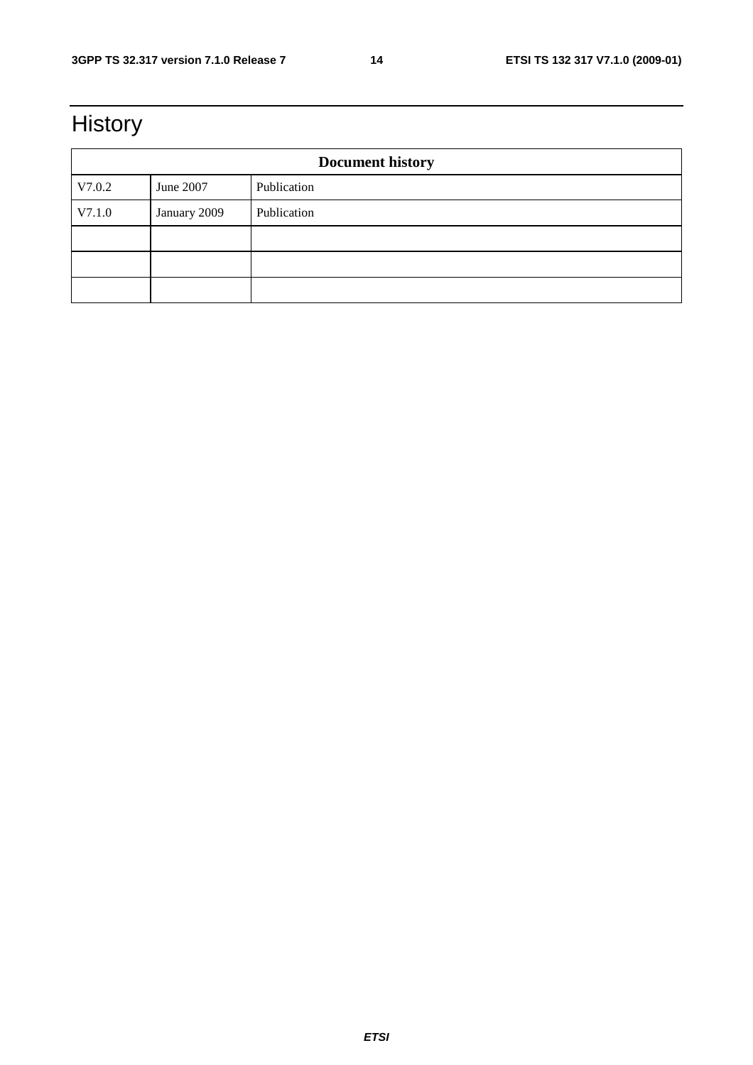# History

| Document history | | |
|---|---|---|
| V7.0.2 | June 2007 | Publication |
| V7.1.0 | January 2009 | Publication |
| | | |
| | | |
| | | |